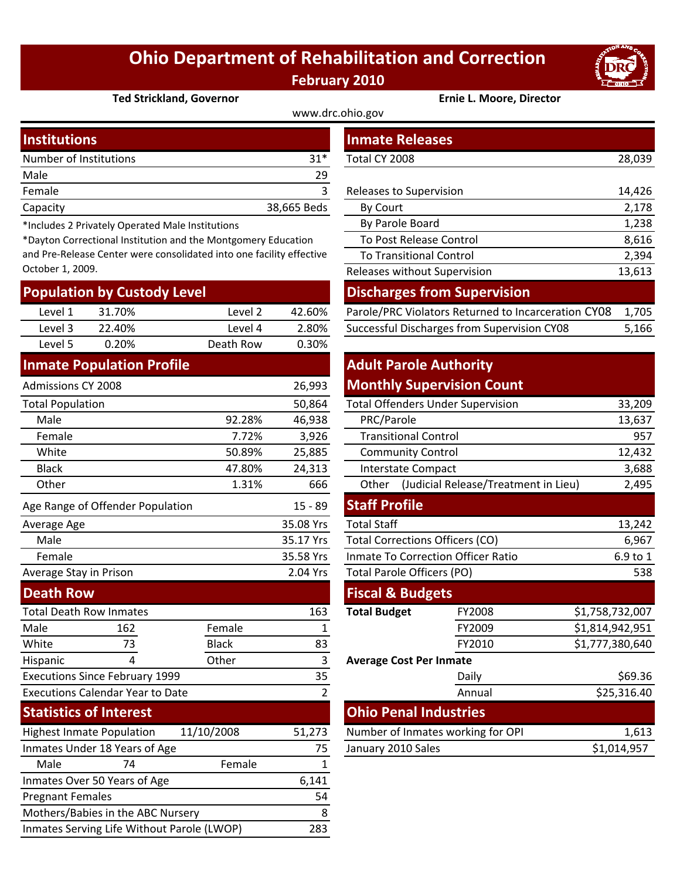# Ohio Department of Rehabilitation and Correction

**February 2010**

**Ted Strickland, Governor** | **Ernie L. Moore, Director**

www.drc.ohio.gov

## Institutions

| | |
|---|---|
| Number of Institutions | 31* |
| Male | 29 |
| Female | 3 |
| Capacity | 38,665 Beds |

*Includes 2 Privately Operated Male Institutions

*Dayton Correctional Institution and the Montgomery Education and Pre-Release Center were consolidated into one facility effective October 1, 2009.

## Population by Custody Level

| | | | |
|---|---|---|---|
| Level 1 | 31.70% | Level 2 | 42.60% |
| Level 3 | 22.40% | Level 4 | 2.80% |
| Level 5 | 0.20% | Death Row | 0.30% |

## Inmate Population Profile

| | | |
|---|---|---|
| Admissions CY 2008 | | 26,993 |
| Total Population | | 50,864 |
| Male | 92.28% | 46,938 |
| Female | 7.72% | 3,926 |
| White | 50.89% | 25,885 |
| Black | 47.80% | 24,313 |
| Other | 1.31% | 666 |
| Age Range of Offender Population | | 15 - 89 |
| Average Age | | 35.08 Yrs |
| Male | | 35.17 Yrs |
| Female | | 35.58 Yrs |
| Average Stay in Prison | | 2.04 Yrs |

## Death Row

| | | | |
|---|---|---|---|
| Total Death Row Inmates | | | 163 |
| Male | 162 | Female | 1 |
| White | 73 | Black | 83 |
| Hispanic | 4 | Other | 3 |
| Executions Since February 1999 | | | 35 |
| Executions Calendar Year to Date | | | 2 |

## Statistics of Interest

| | | | |
|---|---|---|---|
| Highest Inmate Population | 11/10/2008 | | 51,273 |
| Inmates Under 18 Years of Age | | | 75 |
| Male | 74 | Female | 1 |
| Inmates Over 50 Years of Age | | | 6,141 |
| Pregnant Females | | | 54 |
| Mothers/Babies in the ABC Nursery | | | 8 |
| Inmates Serving Life Without Parole (LWOP) | | | 283 |

## Inmate Releases

| | |
|---|---|
| Total CY 2008 | 28,039 |
| Releases to Supervision | 14,426 |
| By Court | 2,178 |
| By Parole Board | 1,238 |
| To Post Release Control | 8,616 |
| To Transitional Control | 2,394 |
| Releases without Supervision | 13,613 |

## Discharges from Supervision

| | |
|---|---|
| Parole/PRC Violators Returned to Incarceration CY08 | 1,705 |
| Successful Discharges from Supervision CY08 | 5,166 |

## Adult Parole Authority Monthly Supervision Count

| | |
|---|---|
| Total Offenders Under Supervision | 33,209 |
| PRC/Parole | 13,637 |
| Transitional Control | 957 |
| Community Control | 12,432 |
| Interstate Compact | 3,688 |
| Other (Judicial Release/Treatment in Lieu) | 2,495 |

## Staff Profile

| | |
|---|---|
| Total Staff | 13,242 |
| Total Corrections Officers (CO) | 6,967 |
| Inmate To Correction Officer Ratio | 6.9 to 1 |
| Total Parole Officers (PO) | 538 |

## Fiscal & Budgets

| | | |
|---|---|---|
| **Total Budget** | FY2008 | $1,758,732,007 |
| | FY2009 | $1,814,942,951 |
| | FY2010 | $1,777,380,640 |
| **Average Cost Per Inmate** | | |
| | Daily | $69.36 |
| | Annual | $25,316.40 |

## Ohio Penal Industries

| | |
|---|---|
| Number of Inmates working for OPI | 1,613 |
| January 2010 Sales | $1,014,957 |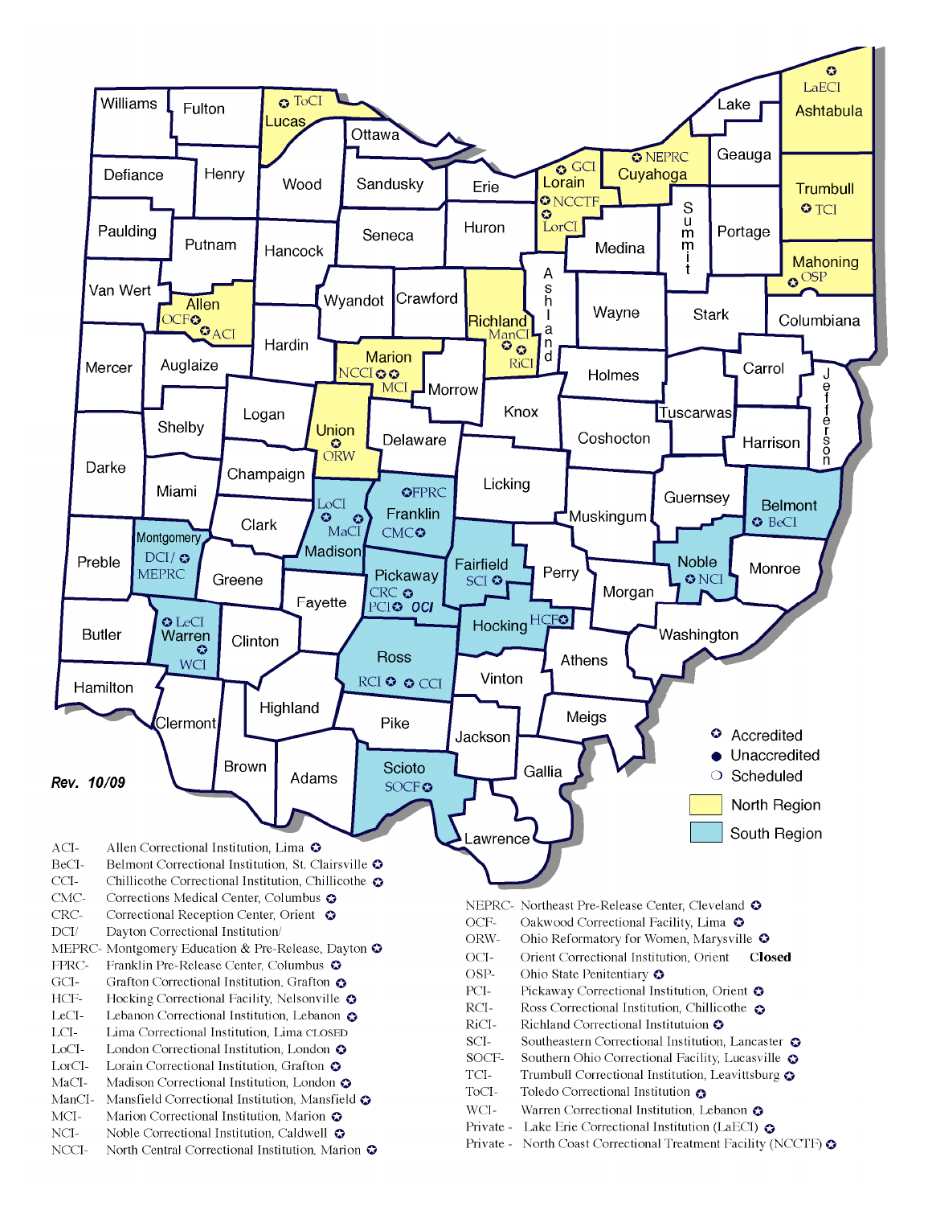Rev. 10/09

- ✪ Accredited
- ● Unaccredited
- ○ Scheduled
- North Region
- South Region

ACI- Allen Correctional Institution, Lima ✪
BeCI- Belmont Correctional Institution, St. Clairsville ✪
CCI- Chillicothe Correctional Institution, Chillicothe ✪
CMC- Corrections Medical Center, Columbus ✪
CRC- Correctional Reception Center, Orient ✪
DCI/ Dayton Correctional Institution/
MEPRC- Montgomery Education & Pre-Release, Dayton ✪
FPRC- Franklin Pre-Release Center, Columbus ✪
GCI- Grafton Correctional Institution, Grafton ✪
HCF- Hocking Correctional Facility, Nelsonville ✪
LeCI- Lebanon Correctional Institution, Lebanon ✪
LCI- Lima Correctional Institution, Lima CLOSED
LoCI- London Correctional Institution, London ✪
LorCI- Lorain Correctional Institution, Grafton ✪
MaCI- Madison Correctional Institution, London ✪
ManCI- Mansfield Correctional Institution, Mansfield ✪
MCI- Marion Correctional Institution, Marion ✪
NCI- Noble Correctional Institution, Caldwell ✪
NCCI- North Central Correctional Institution, Marion ✪

NEPRC- Northeast Pre-Release Center, Cleveland ✪
OCF- Oakwood Correctional Facility, Lima ✪
ORW- Ohio Reformatory for Women, Marysville ✪
OCI- Orient Correctional Institution, Orient **Closed**
OSP- Ohio State Penitentiary ✪
PCI- Pickaway Correctional Institution, Orient ✪
RCI- Ross Correctional Institution, Chillicothe ✪
RiCI- Richland Correctional Institutuion ✪
SCI- Southeastern Correctional Institution, Lancaster ✪
SOCF- Southern Ohio Correctional Facility, Lucasville ✪
TCI- Trumbull Correctional Institution, Leavittsburg ✪
ToCI- Toledo Correctional Institution ✪
WCI- Warren Correctional Institution, Lebanon ✪
Private - Lake Erie Correctional Institution (LaECI) ✪
Private - North Coast Correctional Treatment Facility (NCCTF) ✪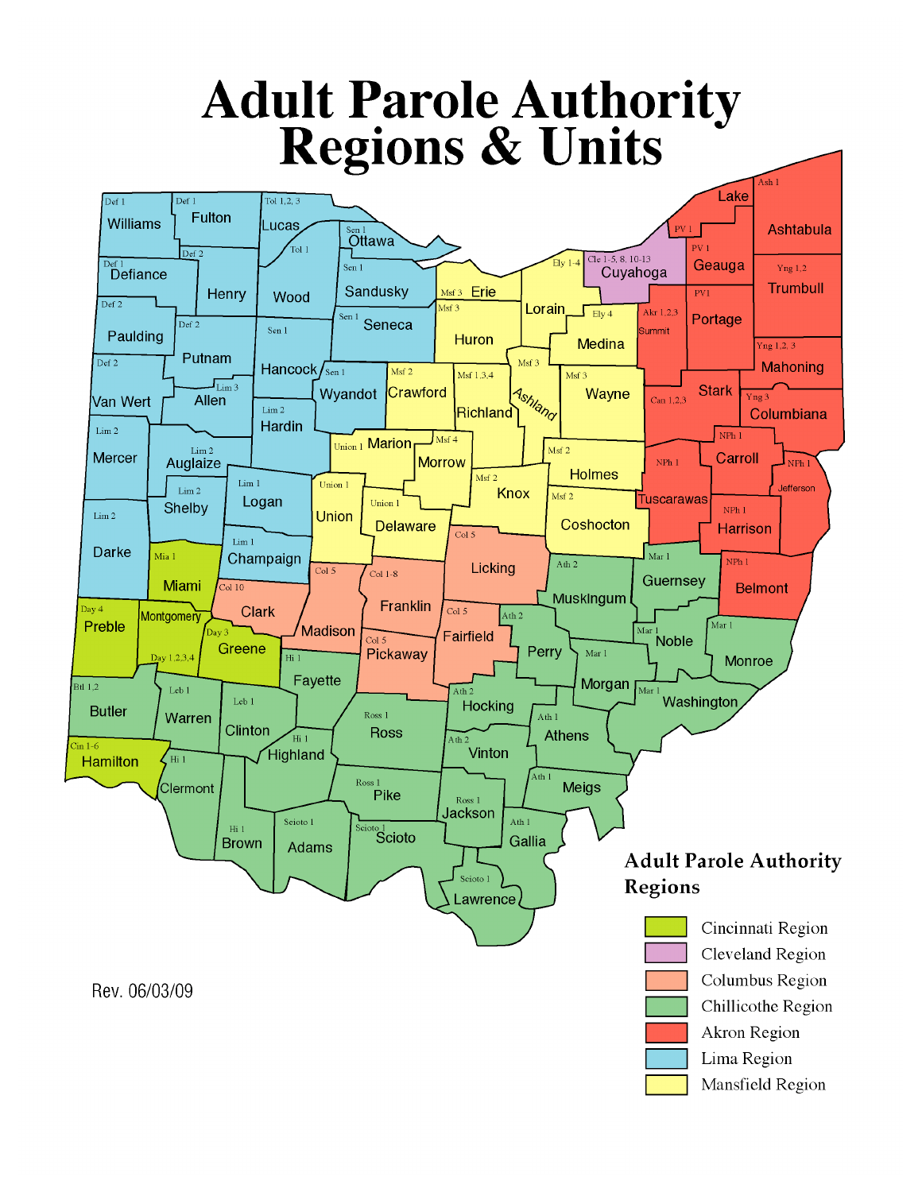# Adult Parole Authority Regions & Units

Def 1 Williams
Def 1 Fulton
Tol 1,2, 3 Lucas
Sen 1 Ottawa
Def 1 Defiance
Def 2 Henry
Tol 1 Wood
Sen 1 Sandusky
Msf 3 Erie
Ely 1-4 Lorain
Cle 1-5, 8, 10-13 Cuyahoga
Lake
Ash 1 Ashtabula
PV 1
PV 1 Geauga
Yng 1,2 Trumbull
Def 2 Paulding
Def 2 Putnam
Sen 1 Hancock
Sen 1 Seneca
Msf 3 Huron
Ely 4 Medina
Akr 1,2,3 Summit
PV1 Portage
Yng 1, 2, 3 Mahoning
Def 2 Van Wert
Lim 3 Allen
Sen 1 Wyandot
Msf 2 Crawford
Msf 1,3,4 Richland
Msf 3 Ashland
Msf 3 Wayne
Can 1,2,3 Stark
Yng 3 Columbiana
Lim 2 Mercer
Lim 2 Auglaize
Lim 2 Hardin
Union 1 Marion
Msf 4 Morrow
Msf 2 Holmes
NPh 1 Tuscarawas
NPh 1 Carroll
NPh 1 Jefferson
Lim 2 Shelby
Lim 1 Logan
Union 1 Union
Union 1 Delaware
Msf 2 Knox
Msf 2 Coshocton
NPh 1 Harrison
Lim 2 Darke
Mia 1 Miami
Lim 1 Champaign
Col 5 Licking
Mar 1 Guernsey
NPh 1 Belmont
Col 10 Clark
Col 5 Madison
Col 1-8 Franklin
Ath 2 Muskingum
Day 4 Preble
Day 1,2,3,4 Montgomery
Day 3 Greene
Col 5 Fairfield
Ath 2 Perry
Mar 1 Noble
Mar 1 Monroe
Col 5 Pickaway
Hi 1 Fayette
Mar 1 Morgan
Mar 1 Washington
Btl 1,2 Butler
Leb 1 Warren
Leb 1 Clinton
Ross 1 Ross
Ath 2 Hocking
Ath 1 Athens
Cin 1-6 Hamilton
Hi 1 Clermont
Hi 1 Highland
Ath 2 Vinton
Ath 1 Meigs
Ross 1 Pike
Ross 1 Jackson
Hi 1 Brown
Scioto 1 Adams
Scioto 1 Scioto
Ath 1 Gallia
Scioto 1 Lawrence

## Adult Parole Authority Regions

Cincinnati Region
Cleveland Region
Columbus Region
Chillicothe Region
Akron Region
Lima Region
Mansfield Region

Rev. 06/03/09